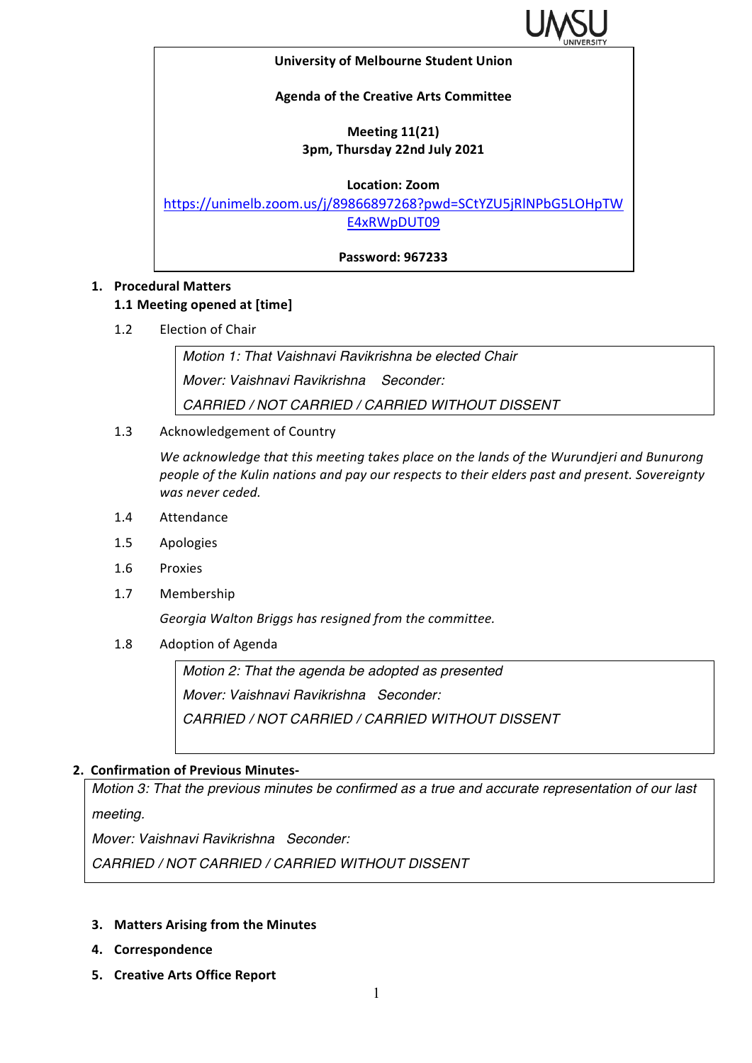**University of Melbourne Student Union**

**Agenda of the Creative Arts Committee**

**Meeting 11(21)**
**3pm, Thursday 22nd July 2021**

**Location: Zoom**
https://unimelb.zoom.us/j/89866897268?pwd=SCtYZU5jRlNPbG5LOHpTWE4xRWpDUT09

**Password: 967233**

1. **Procedural Matters**

   **1.1 Meeting opened at [time]**

   1.2 Election of Chair

   > *Motion 1: That Vaishnavi Ravikrishna be elected Chair*
   > *Mover: Vaishnavi Ravikrishna Seconder:*
   > *CARRIED / NOT CARRIED / CARRIED WITHOUT DISSENT*

   1.3 Acknowledgement of Country

   *We acknowledge that this meeting takes place on the lands of the Wurundjeri and Bunurong people of the Kulin nations and pay our respects to their elders past and present. Sovereignty was never ceded.*

   1.4 Attendance

   1.5 Apologies

   1.6 Proxies

   1.7 Membership

   *Georgia Walton Briggs has resigned from the committee.*

   1.8 Adoption of Agenda

   > *Motion 2: That the agenda be adopted as presented*
   > *Mover: Vaishnavi Ravikrishna Seconder:*
   > *CARRIED / NOT CARRIED / CARRIED WITHOUT DISSENT*

2. **Confirmation of Previous Minutes-**

   > *Motion 3: That the previous minutes be confirmed as a true and accurate representation of our last meeting.*
   > *Mover: Vaishnavi Ravikrishna Seconder:*
   > *CARRIED / NOT CARRIED / CARRIED WITHOUT DISSENT*

3. **Matters Arising from the Minutes**
4. **Correspondence**
5. **Creative Arts Office Report**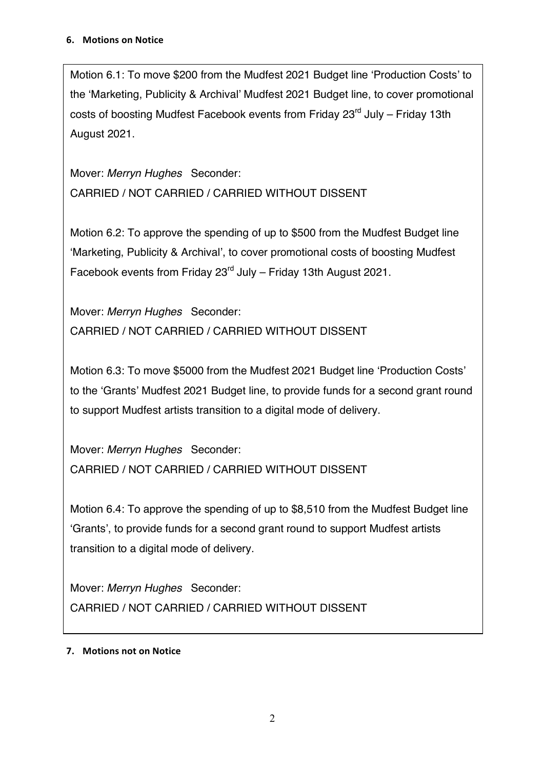## 6. Motions on Notice

Motion 6.1: To move $200 from the Mudfest 2021 Budget line 'Production Costs' to the 'Marketing, Publicity & Archival' Mudfest 2021 Budget line, to cover promotional costs of boosting Mudfest Facebook events from Friday 23rd July – Friday 13th August 2021.

Mover: *Merryn Hughes* Seconder:
CARRIED / NOT CARRIED / CARRIED WITHOUT DISSENT

Motion 6.2: To approve the spending of up to $500 from the Mudfest Budget line 'Marketing, Publicity & Archival', to cover promotional costs of boosting Mudfest Facebook events from Friday 23rd July – Friday 13th August 2021.

Mover: *Merryn Hughes* Seconder:
CARRIED / NOT CARRIED / CARRIED WITHOUT DISSENT

Motion 6.3: To move $5000 from the Mudfest 2021 Budget line 'Production Costs' to the 'Grants' Mudfest 2021 Budget line, to provide funds for a second grant round to support Mudfest artists transition to a digital mode of delivery.

Mover: *Merryn Hughes* Seconder:
CARRIED / NOT CARRIED / CARRIED WITHOUT DISSENT

Motion 6.4: To approve the spending of up to $8,510 from the Mudfest Budget line 'Grants', to provide funds for a second grant round to support Mudfest artists transition to a digital mode of delivery.

Mover: *Merryn Hughes* Seconder:
CARRIED / NOT CARRIED / CARRIED WITHOUT DISSENT

## 7. Motions not on Notice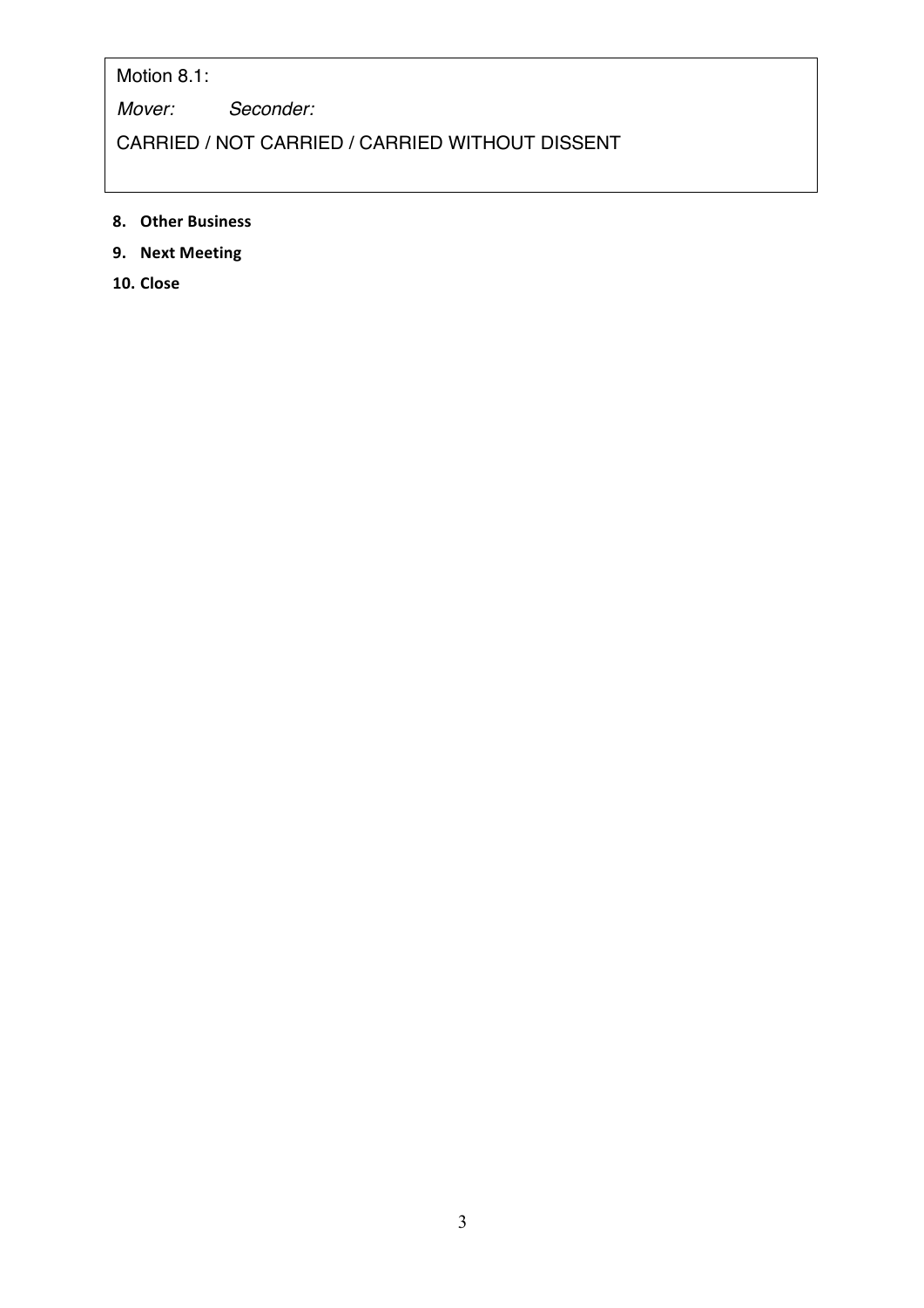Motion 8.1:

*Mover:* *Seconder:*

CARRIED / NOT CARRIED / CARRIED WITHOUT DISSENT

8. **Other Business**
9. **Next Meeting**
10. **Close**